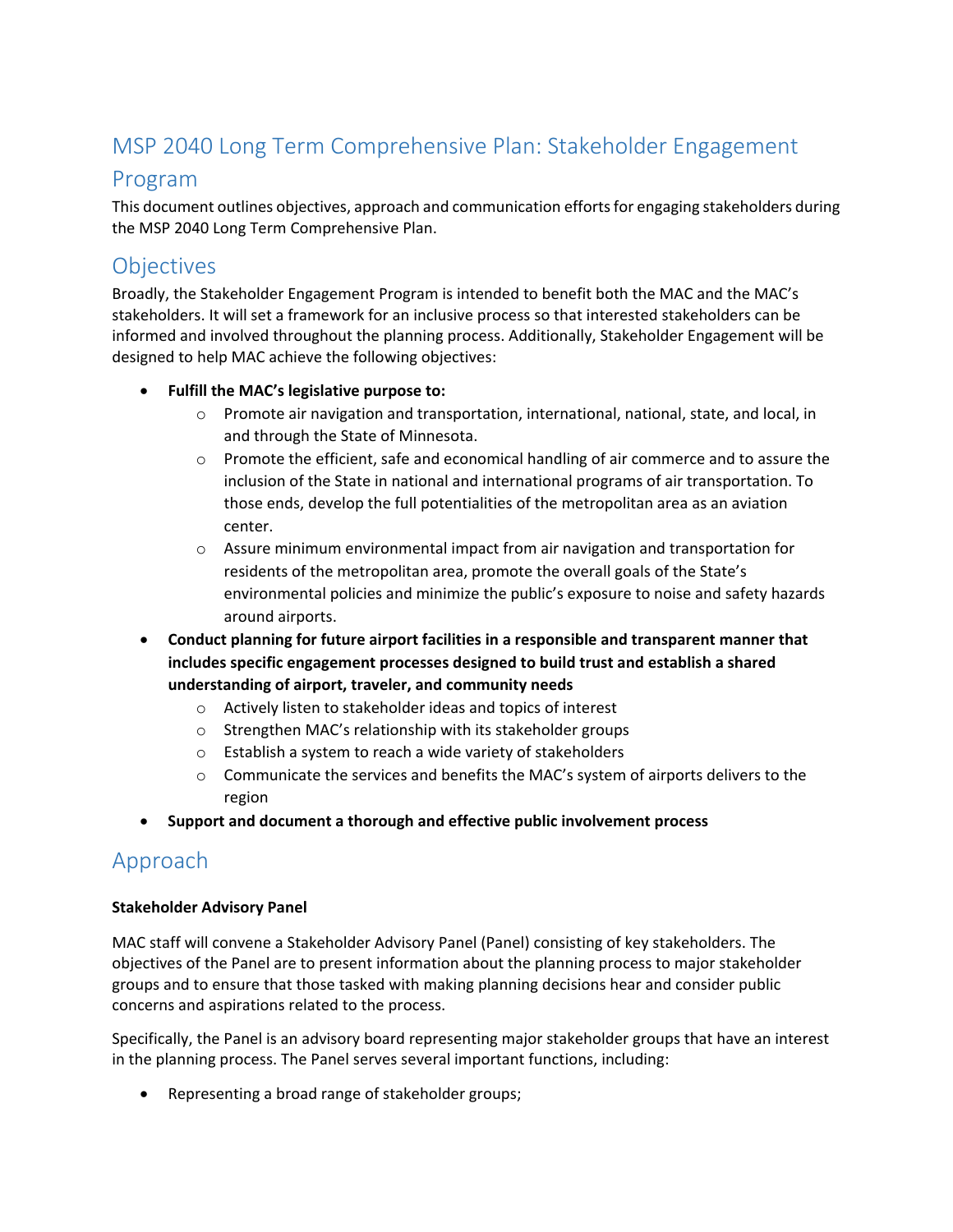# MSP 2040 Long Term Comprehensive Plan: Stakeholder Engagement Program

This document outlines objectives, approach and communication efforts for engaging stakeholders during the MSP 2040 Long Term Comprehensive Plan.

## Objectives

Broadly, the Stakeholder Engagement Program is intended to benefit both the MAC and the MAC's stakeholders. It will set a framework for an inclusive process so that interested stakeholders can be informed and involved throughout the planning process. Additionally, Stakeholder Engagement will be designed to help MAC achieve the following objectives:

- **Fulfill the MAC's legislative purpose to:**
  - Promote air navigation and transportation, international, national, state, and local, in and through the State of Minnesota.
  - Promote the efficient, safe and economical handling of air commerce and to assure the inclusion of the State in national and international programs of air transportation. To those ends, develop the full potentialities of the metropolitan area as an aviation center.
  - Assure minimum environmental impact from air navigation and transportation for residents of the metropolitan area, promote the overall goals of the State's environmental policies and minimize the public's exposure to noise and safety hazards around airports.
- **Conduct planning for future airport facilities in a responsible and transparent manner that includes specific engagement processes designed to build trust and establish a shared understanding of airport, traveler, and community needs**
  - Actively listen to stakeholder ideas and topics of interest
  - Strengthen MAC's relationship with its stakeholder groups
  - Establish a system to reach a wide variety of stakeholders
  - Communicate the services and benefits the MAC's system of airports delivers to the region
- **Support and document a thorough and effective public involvement process**

## Approach

**Stakeholder Advisory Panel**

MAC staff will convene a Stakeholder Advisory Panel (Panel) consisting of key stakeholders. The objectives of the Panel are to present information about the planning process to major stakeholder groups and to ensure that those tasked with making planning decisions hear and consider public concerns and aspirations related to the process.

Specifically, the Panel is an advisory board representing major stakeholder groups that have an interest in the planning process. The Panel serves several important functions, including:

- Representing a broad range of stakeholder groups;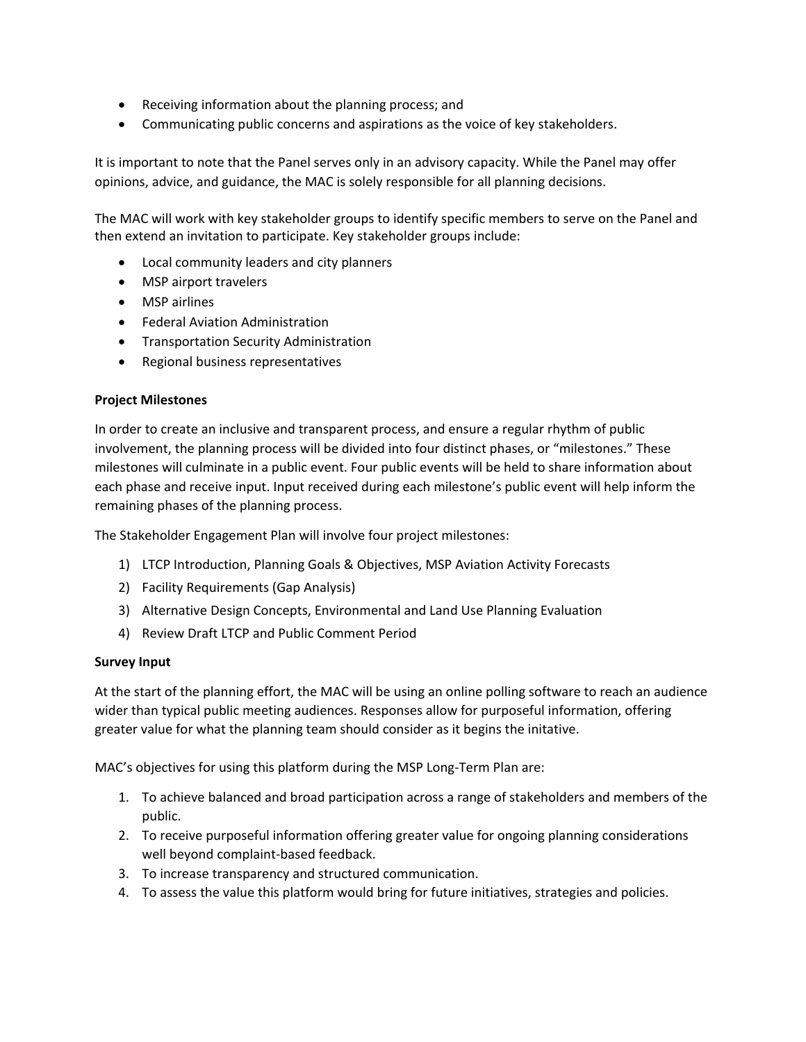- Receiving information about the planning process; and
- Communicating public concerns and aspirations as the voice of key stakeholders.

It is important to note that the Panel serves only in an advisory capacity. While the Panel may offer opinions, advice, and guidance, the MAC is solely responsible for all planning decisions.

The MAC will work with key stakeholder groups to identify specific members to serve on the Panel and then extend an invitation to participate. Key stakeholder groups include:

- Local community leaders and city planners
- MSP airport travelers
- MSP airlines
- Federal Aviation Administration
- Transportation Security Administration
- Regional business representatives

**Project Milestones**

In order to create an inclusive and transparent process, and ensure a regular rhythm of public involvement, the planning process will be divided into four distinct phases, or "milestones." These milestones will culminate in a public event. Four public events will be held to share information about each phase and receive input. Input received during each milestone's public event will help inform the remaining phases of the planning process.

The Stakeholder Engagement Plan will involve four project milestones:

1) LTCP Introduction, Planning Goals & Objectives, MSP Aviation Activity Forecasts
2) Facility Requirements (Gap Analysis)
3) Alternative Design Concepts, Environmental and Land Use Planning Evaluation
4) Review Draft LTCP and Public Comment Period

**Survey Input**

At the start of the planning effort, the MAC will be using an online polling software to reach an audience wider than typical public meeting audiences. Responses allow for purposeful information, offering greater value for what the planning team should consider as it begins the initative.

MAC's objectives for using this platform during the MSP Long-Term Plan are:

1. To achieve balanced and broad participation across a range of stakeholders and members of the public.
2. To receive purposeful information offering greater value for ongoing planning considerations well beyond complaint-based feedback.
3. To increase transparency and structured communication.
4. To assess the value this platform would bring for future initiatives, strategies and policies.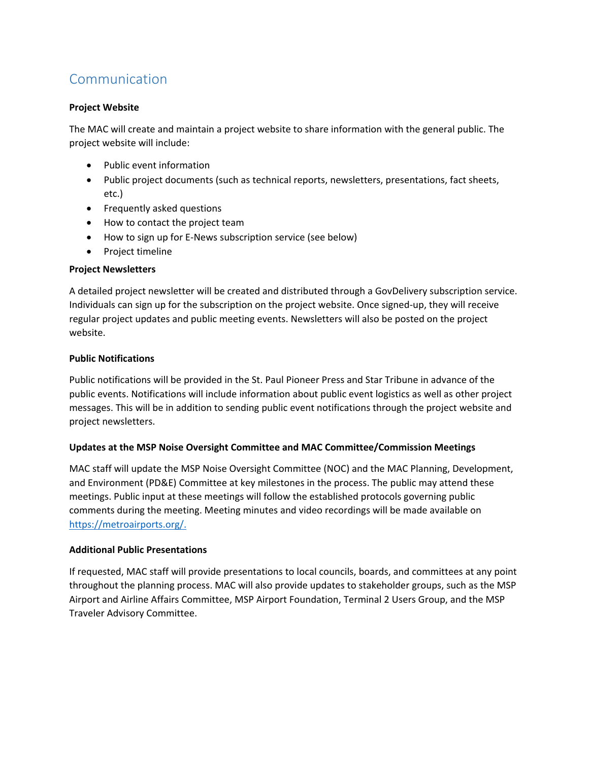## Communication

**Project Website**

The MAC will create and maintain a project website to share information with the general public. The project website will include:

- Public event information
- Public project documents (such as technical reports, newsletters, presentations, fact sheets, etc.)
- Frequently asked questions
- How to contact the project team
- How to sign up for E-News subscription service (see below)
- Project timeline

**Project Newsletters**

A detailed project newsletter will be created and distributed through a GovDelivery subscription service. Individuals can sign up for the subscription on the project website. Once signed-up, they will receive regular project updates and public meeting events. Newsletters will also be posted on the project website.

**Public Notifications**

Public notifications will be provided in the St. Paul Pioneer Press and Star Tribune in advance of the public events. Notifications will include information about public event logistics as well as other project messages. This will be in addition to sending public event notifications through the project website and project newsletters.

**Updates at the MSP Noise Oversight Committee and MAC Committee/Commission Meetings**

MAC staff will update the MSP Noise Oversight Committee (NOC) and the MAC Planning, Development, and Environment (PD&E) Committee at key milestones in the process. The public may attend these meetings. Public input at these meetings will follow the established protocols governing public comments during the meeting. Meeting minutes and video recordings will be made available on https://metroairports.org/.

**Additional Public Presentations**

If requested, MAC staff will provide presentations to local councils, boards, and committees at any point throughout the planning process. MAC will also provide updates to stakeholder groups, such as the MSP Airport and Airline Affairs Committee, MSP Airport Foundation, Terminal 2 Users Group, and the MSP Traveler Advisory Committee.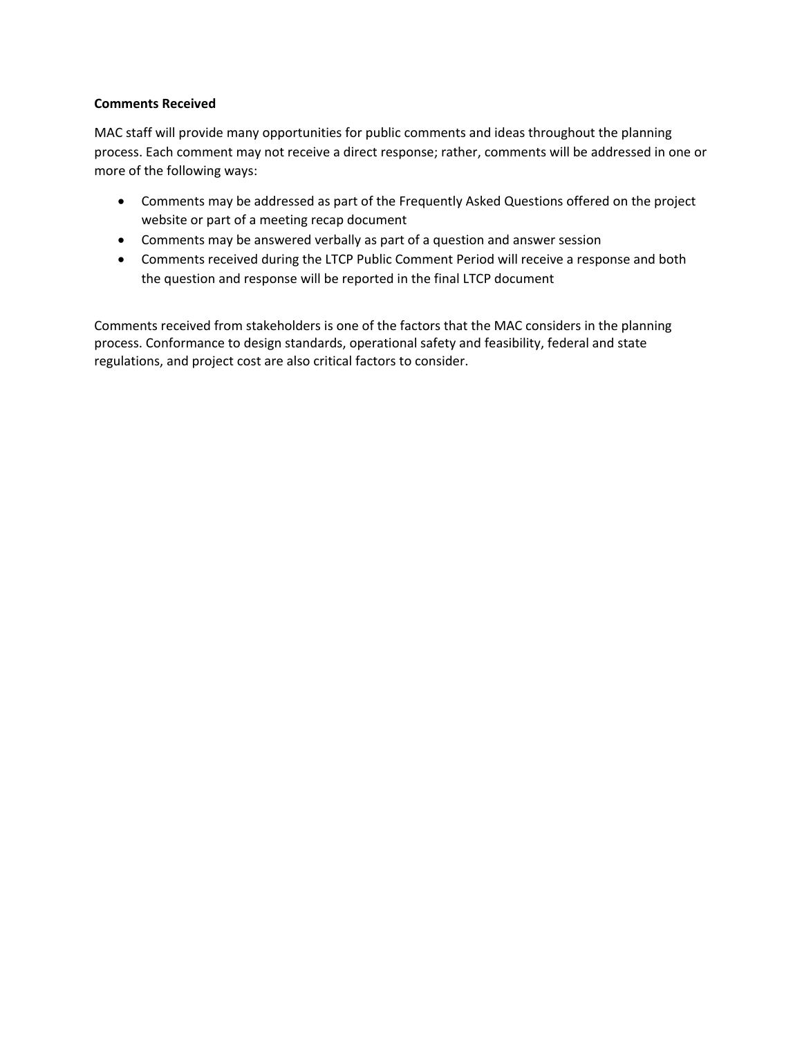**Comments Received**

MAC staff will provide many opportunities for public comments and ideas throughout the planning process. Each comment may not receive a direct response; rather, comments will be addressed in one or more of the following ways:

- Comments may be addressed as part of the Frequently Asked Questions offered on the project website or part of a meeting recap document
- Comments may be answered verbally as part of a question and answer session
- Comments received during the LTCP Public Comment Period will receive a response and both the question and response will be reported in the final LTCP document

Comments received from stakeholders is one of the factors that the MAC considers in the planning process. Conformance to design standards, operational safety and feasibility, federal and state regulations, and project cost are also critical factors to consider.